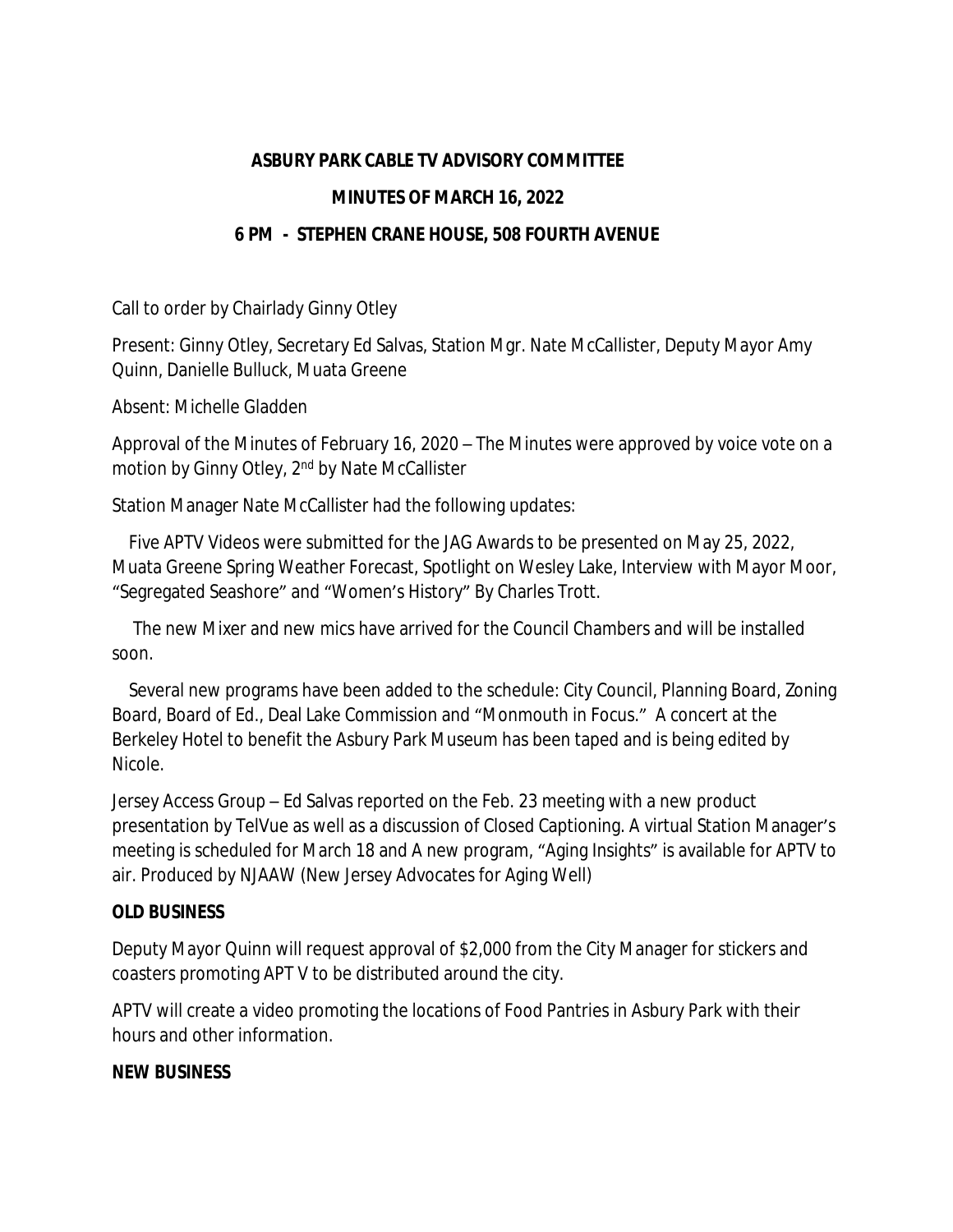**ASBURY PARK CABLE TV ADVISORY COMMITTEE**

**MINUTES OF MARCH 16, 2022**

**6 PM - STEPHEN CRANE HOUSE, 508 FOURTH AVENUE**

Call to order by Chairlady Ginny Otley

Present: Ginny Otley, Secretary Ed Salvas, Station Mgr. Nate McCallister, Deputy Mayor Amy Quinn, Danielle Bulluck, Muata Greene

Absent: Michelle Gladden

Approval of the Minutes of February 16, 2020 – The Minutes were approved by voice vote on a motion by Ginny Otley, 2nd by Nate McCallister

Station Manager Nate McCallister had the following updates:

Five APTV Videos were submitted for the JAG Awards to be presented on May 25, 2022, Muata Greene Spring Weather Forecast, Spotlight on Wesley Lake, Interview with Mayor Moor, "Segregated Seashore" and "Women's History" By Charles Trott.

The new Mixer and new mics have arrived for the Council Chambers and will be installed soon.

Several new programs have been added to the schedule: City Council, Planning Board, Zoning Board, Board of Ed., Deal Lake Commission and "Monmouth in Focus." A concert at the Berkeley Hotel to benefit the Asbury Park Museum has been taped and is being edited by Nicole.

Jersey Access Group – Ed Salvas reported on the Feb. 23 meeting with a new product presentation by TelVue as well as a discussion of Closed Captioning. A virtual Station Manager's meeting is scheduled for March 18 and A new program, "Aging Insights" is available for APTV to air. Produced by NJAAW (New Jersey Advocates for Aging Well)

**OLD BUSINESS**

Deputy Mayor Quinn will request approval of $2,000 from the City Manager for stickers and coasters promoting APT V to be distributed around the city.

APTV will create a video promoting the locations of Food Pantries in Asbury Park with their hours and other information.

**NEW BUSINESS**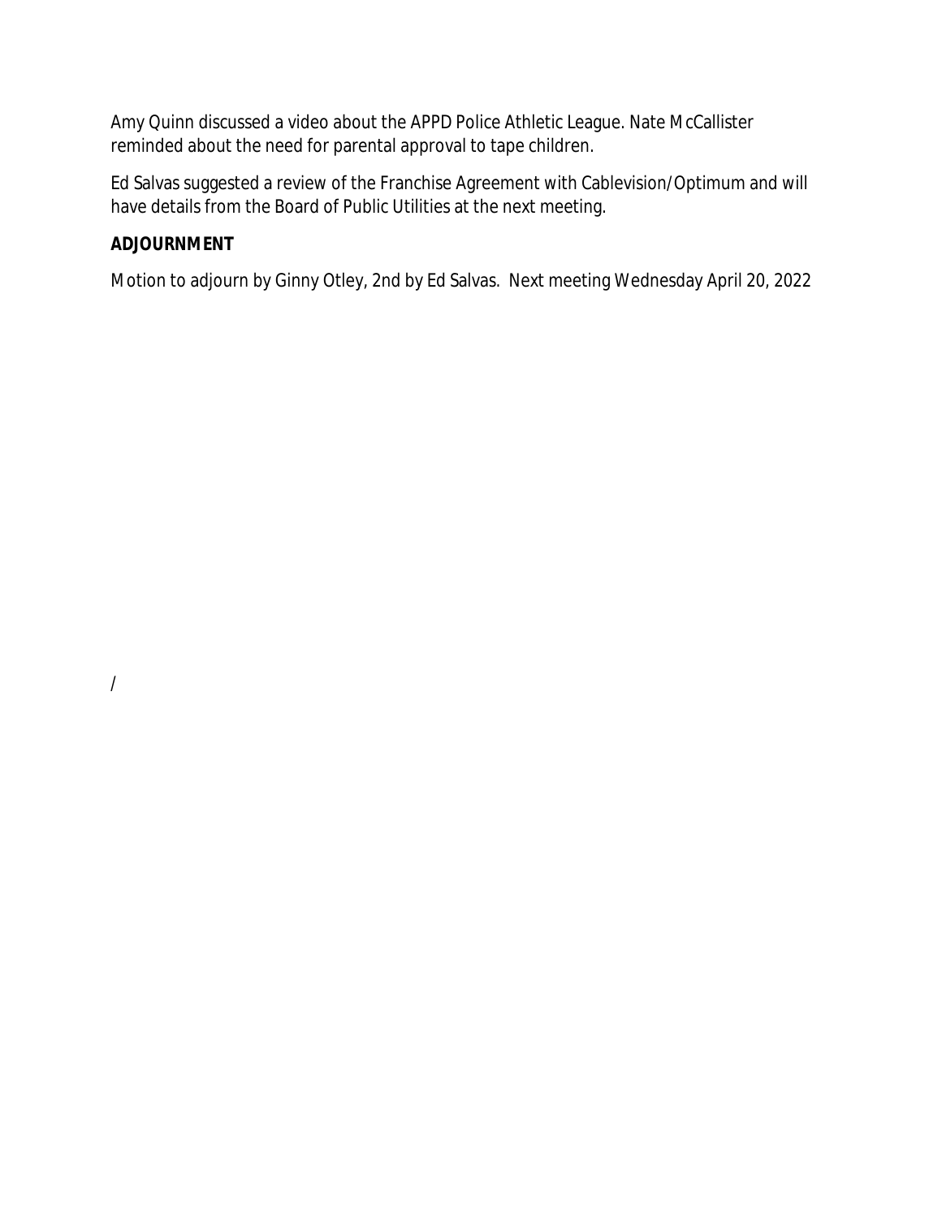Amy Quinn discussed a video about the APPD Police Athletic League. Nate McCallister reminded about the need for parental approval to tape children.

Ed Salvas suggested a review of the Franchise Agreement with Cablevision/Optimum and will have details from the Board of Public Utilities at the next meeting.

**ADJOURNMENT**

Motion to adjourn by Ginny Otley, 2nd by Ed Salvas. Next meeting Wednesday April 20, 2022

/